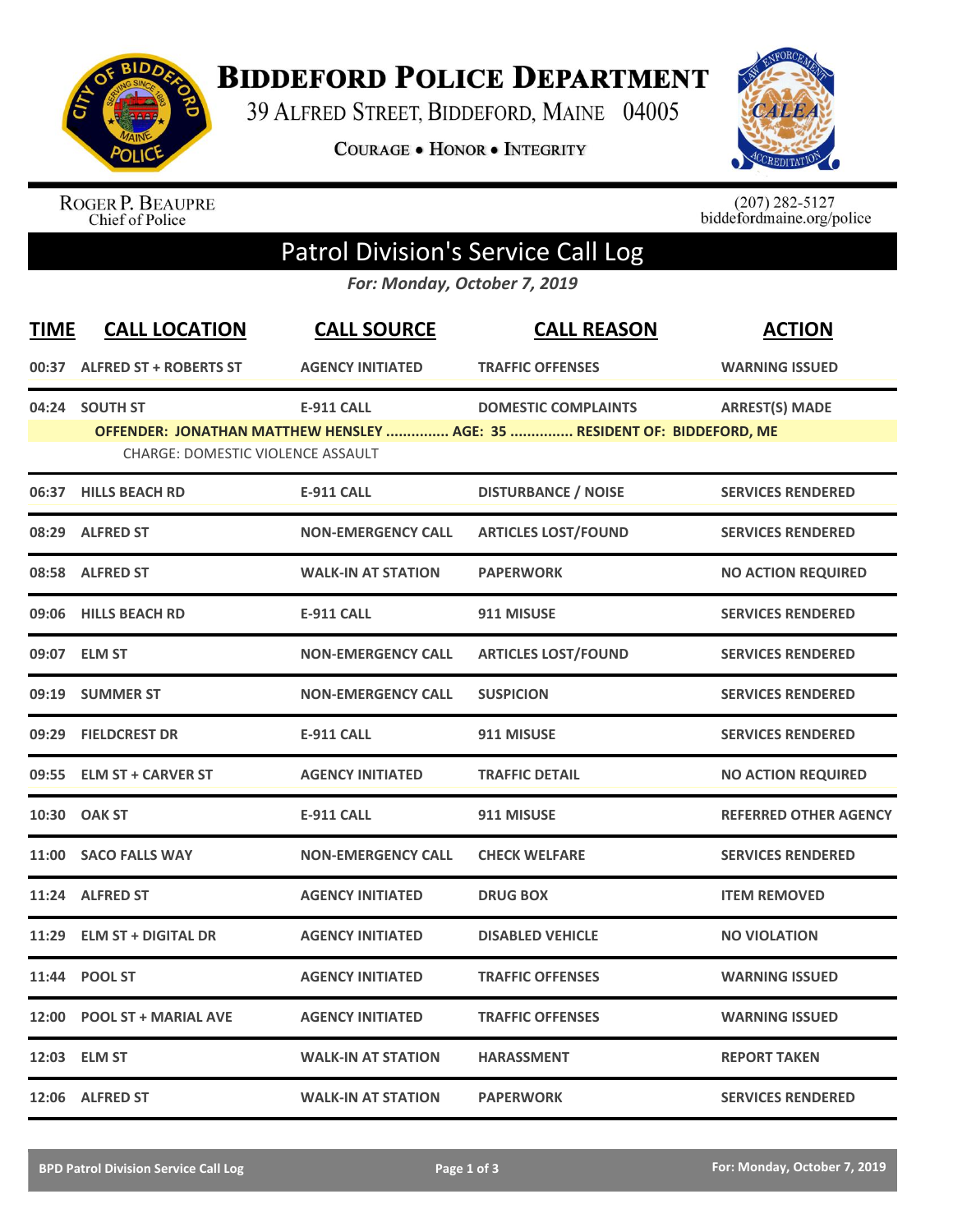# Biddeford Police Department

39 Alfred Street, Biddeford, Maine 04005

**Courage • Honor • Integrity**

Roger P. Beaupre
Chief of Police

(207) 282-5127
biddefordmaine.org/police

## Patrol Division's Service Call Log

*For: Monday, October 7, 2019*

| TIME | CALL LOCATION | CALL SOURCE | CALL REASON | ACTION |
|---|---|---|---|---|
| 00:37 | ALFRED ST + ROBERTS ST | AGENCY INITIATED | TRAFFIC OFFENSES | WARNING ISSUED |
| 04:24 | SOUTH ST | E-911 CALL | DOMESTIC COMPLAINTS | ARREST(S) MADE |
| | OFFENDER: JONATHAN MATTHEW HENSLEY ............... AGE: 35 ............... RESIDENT OF: BIDDEFORD, ME | | | |
| | CHARGE: DOMESTIC VIOLENCE ASSAULT | | | |
| 06:37 | HILLS BEACH RD | E-911 CALL | DISTURBANCE / NOISE | SERVICES RENDERED |
| 08:29 | ALFRED ST | NON-EMERGENCY CALL | ARTICLES LOST/FOUND | SERVICES RENDERED |
| 08:58 | ALFRED ST | WALK-IN AT STATION | PAPERWORK | NO ACTION REQUIRED |
| 09:06 | HILLS BEACH RD | E-911 CALL | 911 MISUSE | SERVICES RENDERED |
| 09:07 | ELM ST | NON-EMERGENCY CALL | ARTICLES LOST/FOUND | SERVICES RENDERED |
| 09:19 | SUMMER ST | NON-EMERGENCY CALL | SUSPICION | SERVICES RENDERED |
| 09:29 | FIELDCREST DR | E-911 CALL | 911 MISUSE | SERVICES RENDERED |
| 09:55 | ELM ST + CARVER ST | AGENCY INITIATED | TRAFFIC DETAIL | NO ACTION REQUIRED |
| 10:30 | OAK ST | E-911 CALL | 911 MISUSE | REFERRED OTHER AGENCY |
| 11:00 | SACO FALLS WAY | NON-EMERGENCY CALL | CHECK WELFARE | SERVICES RENDERED |
| 11:24 | ALFRED ST | AGENCY INITIATED | DRUG BOX | ITEM REMOVED |
| 11:29 | ELM ST + DIGITAL DR | AGENCY INITIATED | DISABLED VEHICLE | NO VIOLATION |
| 11:44 | POOL ST | AGENCY INITIATED | TRAFFIC OFFENSES | WARNING ISSUED |
| 12:00 | POOL ST + MARIAL AVE | AGENCY INITIATED | TRAFFIC OFFENSES | WARNING ISSUED |
| 12:03 | ELM ST | WALK-IN AT STATION | HARASSMENT | REPORT TAKEN |
| 12:06 | ALFRED ST | WALK-IN AT STATION | PAPERWORK | SERVICES RENDERED |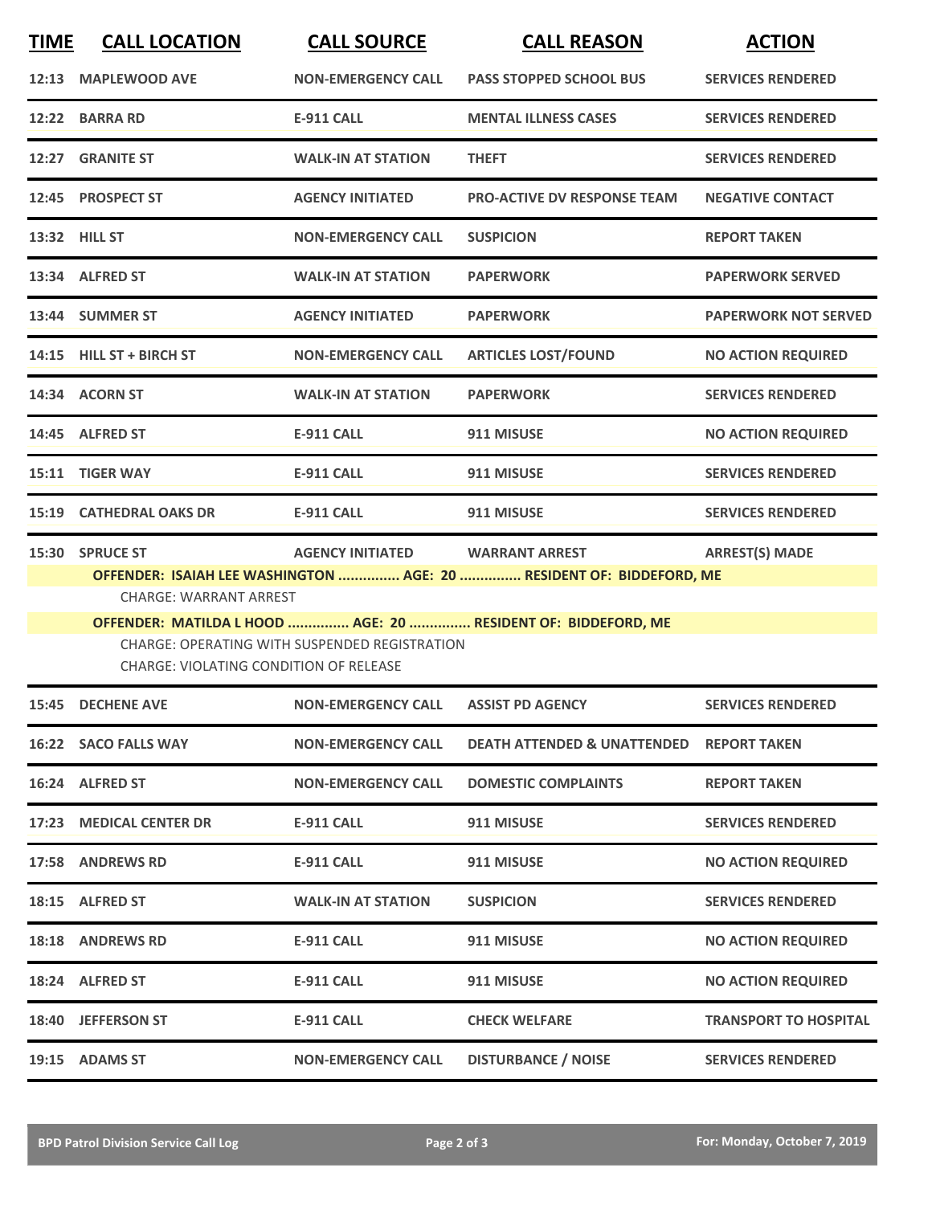| TIME | CALL LOCATION | CALL SOURCE | CALL REASON | ACTION |
|---|---|---|---|---|
| 12:13 | MAPLEWOOD AVE | NON-EMERGENCY CALL | PASS STOPPED SCHOOL BUS | SERVICES RENDERED |
| 12:22 | BARRA RD | E-911 CALL | MENTAL ILLNESS CASES | SERVICES RENDERED |
| 12:27 | GRANITE ST | WALK-IN AT STATION | THEFT | SERVICES RENDERED |
| 12:45 | PROSPECT ST | AGENCY INITIATED | PRO-ACTIVE DV RESPONSE TEAM | NEGATIVE CONTACT |
| 13:32 | HILL ST | NON-EMERGENCY CALL | SUSPICION | REPORT TAKEN |
| 13:34 | ALFRED ST | WALK-IN AT STATION | PAPERWORK | PAPERWORK SERVED |
| 13:44 | SUMMER ST | AGENCY INITIATED | PAPERWORK | PAPERWORK NOT SERVED |
| 14:15 | HILL ST + BIRCH ST | NON-EMERGENCY CALL | ARTICLES LOST/FOUND | NO ACTION REQUIRED |
| 14:34 | ACORN ST | WALK-IN AT STATION | PAPERWORK | SERVICES RENDERED |
| 14:45 | ALFRED ST | E-911 CALL | 911 MISUSE | NO ACTION REQUIRED |
| 15:11 | TIGER WAY | E-911 CALL | 911 MISUSE | SERVICES RENDERED |
| 15:19 | CATHEDRAL OAKS DR | E-911 CALL | 911 MISUSE | SERVICES RENDERED |
| 15:30 | SPRUCE ST | AGENCY INITIATED | WARRANT ARREST | ARREST(S) MADE |

**OFFENDER: ISAIAH LEE WASHINGTON ............... AGE: 20 ............... RESIDENT OF: BIDDEFORD, ME**

CHARGE: WARRANT ARREST

**OFFENDER: MATILDA L HOOD ............... AGE: 20 ............... RESIDENT OF: BIDDEFORD, ME**

CHARGE: OPERATING WITH SUSPENDED REGISTRATION
CHARGE: VIOLATING CONDITION OF RELEASE

| TIME | CALL LOCATION | CALL SOURCE | CALL REASON | ACTION |
|---|---|---|---|---|
| 15:45 | DECHENE AVE | NON-EMERGENCY CALL | ASSIST PD AGENCY | SERVICES RENDERED |
| 16:22 | SACO FALLS WAY | NON-EMERGENCY CALL | DEATH ATTENDED & UNATTENDED | REPORT TAKEN |
| 16:24 | ALFRED ST | NON-EMERGENCY CALL | DOMESTIC COMPLAINTS | REPORT TAKEN |
| 17:23 | MEDICAL CENTER DR | E-911 CALL | 911 MISUSE | SERVICES RENDERED |
| 17:58 | ANDREWS RD | E-911 CALL | 911 MISUSE | NO ACTION REQUIRED |
| 18:15 | ALFRED ST | WALK-IN AT STATION | SUSPICION | SERVICES RENDERED |
| 18:18 | ANDREWS RD | E-911 CALL | 911 MISUSE | NO ACTION REQUIRED |
| 18:24 | ALFRED ST | E-911 CALL | 911 MISUSE | NO ACTION REQUIRED |
| 18:40 | JEFFERSON ST | E-911 CALL | CHECK WELFARE | TRANSPORT TO HOSPITAL |
| 19:15 | ADAMS ST | NON-EMERGENCY CALL | DISTURBANCE / NOISE | SERVICES RENDERED |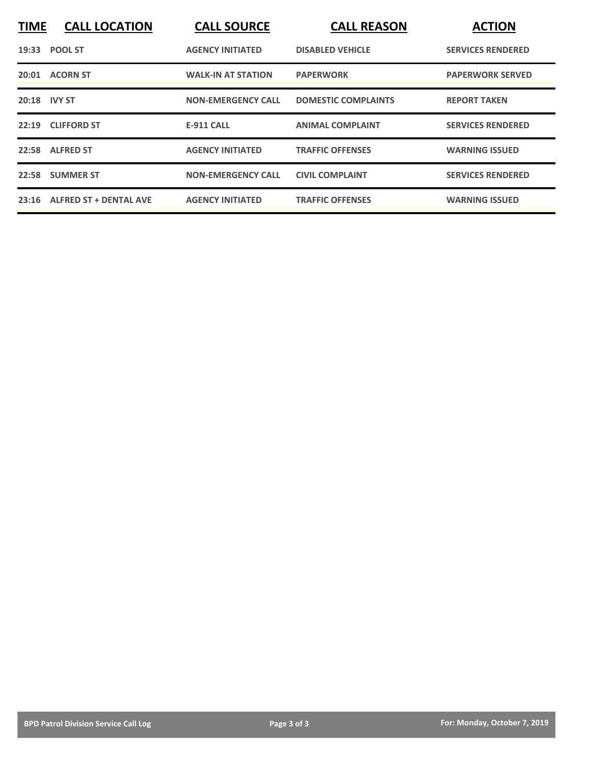| TIME | CALL LOCATION | CALL SOURCE | CALL REASON | ACTION |
|---|---|---|---|---|
| 19:33 | POOL ST | AGENCY INITIATED | DISABLED VEHICLE | SERVICES RENDERED |
| 20:01 | ACORN ST | WALK-IN AT STATION | PAPERWORK | PAPERWORK SERVED |
| 20:18 | IVY ST | NON-EMERGENCY CALL | DOMESTIC COMPLAINTS | REPORT TAKEN |
| 22:19 | CLIFFORD ST | E-911 CALL | ANIMAL COMPLAINT | SERVICES RENDERED |
| 22:58 | ALFRED ST | AGENCY INITIATED | TRAFFIC OFFENSES | WARNING ISSUED |
| 22:58 | SUMMER ST | NON-EMERGENCY CALL | CIVIL COMPLAINT | SERVICES RENDERED |
| 23:16 | ALFRED ST + DENTAL AVE | AGENCY INITIATED | TRAFFIC OFFENSES | WARNING ISSUED |